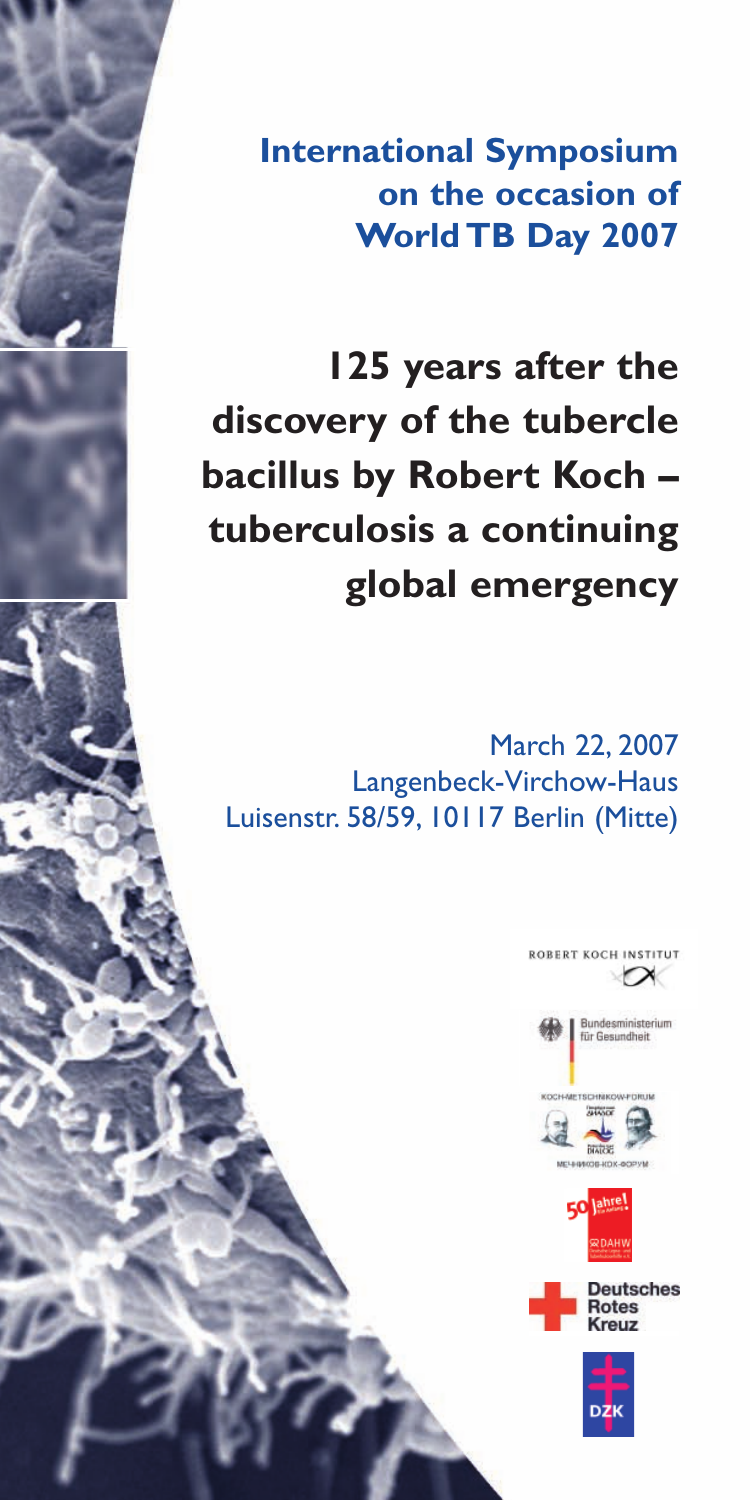**International Symposium on the occasion of World TB Day 2007**

# 125 years after the discovery of the tubercle bacillus by Robert Koch – tuberculosis a continuing global emergency

March 22, 2007
Langenbeck-Virchow-Haus
Luisenstr. 58/59, 10117 Berlin (Mitte)

ROBERT KOCH INSTITUT

Bundesministerium für Gesundheit

KOCH-METSCHNIKOW-FORUM

МЕЧНИКОВ-КОХ-ФОРУМ

50 Jahre

DAHW

Deutsches Rotes Kreuz

DZK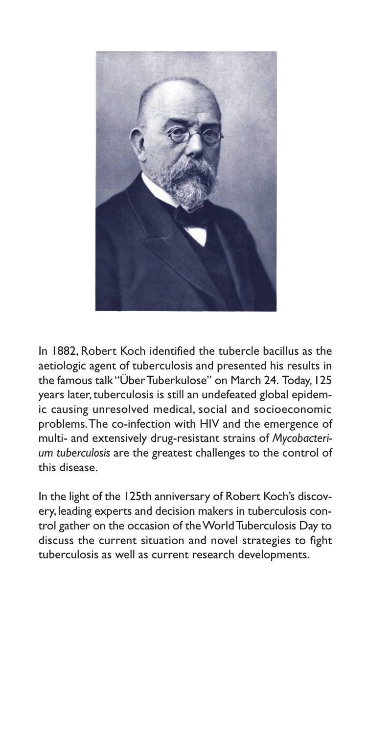In 1882, Robert Koch identified the tubercle bacillus as the aetiologic agent of tuberculosis and presented his results in the famous talk "Über Tuberkulose" on March 24. Today, 125 years later, tuberculosis is still an undefeated global epidemic causing unresolved medical, social and socioeconomic problems. The co-infection with HIV and the emergence of multi- and extensively drug-resistant strains of *Mycobacterium tuberculosis* are the greatest challenges to the control of this disease.

In the light of the 125th anniversary of Robert Koch's discovery, leading experts and decision makers in tuberculosis control gather on the occasion of the World Tuberculosis Day to discuss the current situation and novel strategies to fight tuberculosis as well as current research developments.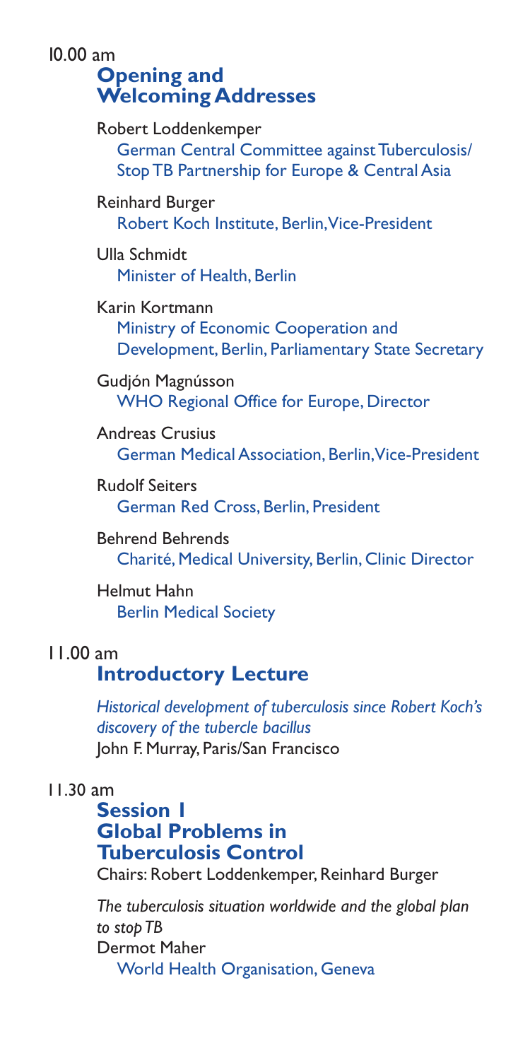10.00 am

## Opening and Welcoming Addresses

Robert Loddenkemper
German Central Committee against Tuberculosis/ Stop TB Partnership for Europe & Central Asia

Reinhard Burger
Robert Koch Institute, Berlin, Vice-President

Ulla Schmidt
Minister of Health, Berlin

Karin Kortmann
Ministry of Economic Cooperation and Development, Berlin, Parliamentary State Secretary

Gudjón Magnússon
WHO Regional Office for Europe, Director

Andreas Crusius
German Medical Association, Berlin, Vice-President

Rudolf Seiters
German Red Cross, Berlin, President

Behrend Behrends
Charité, Medical University, Berlin, Clinic Director

Helmut Hahn
Berlin Medical Society

11.00 am

## Introductory Lecture

*Historical development of tuberculosis since Robert Koch's discovery of the tubercle bacillus*
John F. Murray, Paris/San Francisco

11.30 am

## Session 1 Global Problems in Tuberculosis Control

Chairs: Robert Loddenkemper, Reinhard Burger

*The tuberculosis situation worldwide and the global plan to stop TB*
Dermot Maher
World Health Organisation, Geneva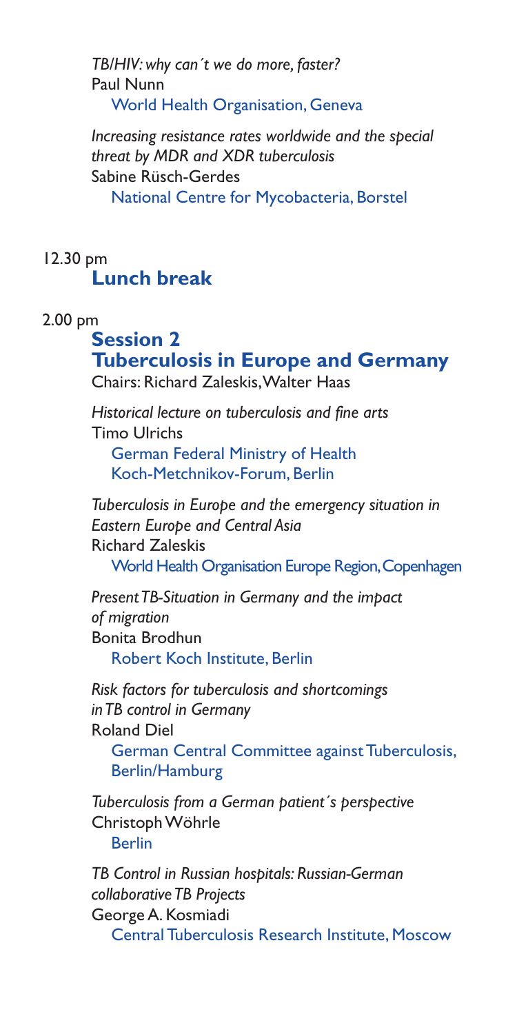*TB/HIV: why can´t we do more, faster?*
Paul Nunn
World Health Organisation, Geneva

*Increasing resistance rates worldwide and the special threat by MDR and XDR tuberculosis*
Sabine Rüsch-Gerdes
National Centre for Mycobacteria, Borstel

12.30 pm
## Lunch break

2.00 pm
## Session 2
## Tuberculosis in Europe and Germany
Chairs: Richard Zaleskis, Walter Haas

*Historical lecture on tuberculosis and fine arts*
Timo Ulrichs
German Federal Ministry of Health
Koch-Metchnikov-Forum, Berlin

*Tuberculosis in Europe and the emergency situation in Eastern Europe and Central Asia*
Richard Zaleskis
World Health Organisation Europe Region, Copenhagen

*Present TB-Situation in Germany and the impact of migration*
Bonita Brodhun
Robert Koch Institute, Berlin

*Risk factors for tuberculosis and shortcomings in TB control in Germany*
Roland Diel
German Central Committee against Tuberculosis, Berlin/Hamburg

*Tuberculosis from a German patient´s perspective*
Christoph Wöhrle
Berlin

*TB Control in Russian hospitals: Russian-German collaborative TB Projects*
George A. Kosmiadi
Central Tuberculosis Research Institute, Moscow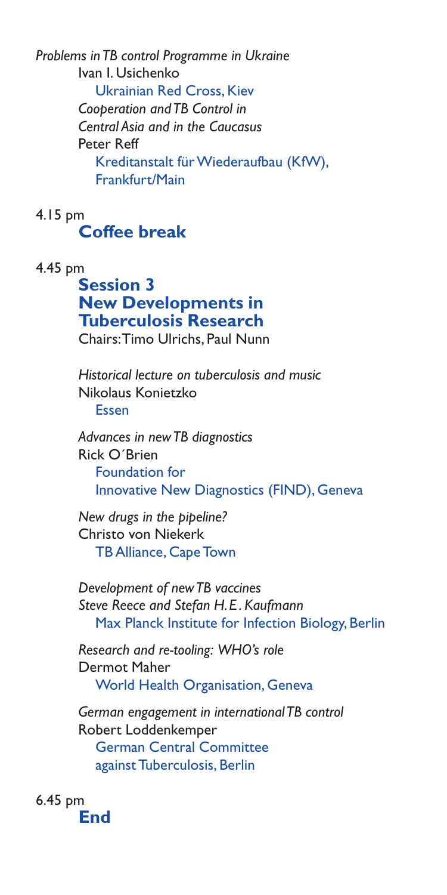*Problems in TB control Programme in Ukraine*
Ivan I. Usichenko
Ukrainian Red Cross, Kiev

*Cooperation and TB Control in Central Asia and in the Caucasus*
Peter Reff
Kreditanstalt für Wiederaufbau (KfW), Frankfurt/Main

4.15 pm

## Coffee break

4.45 pm

## Session 3
## New Developments in Tuberculosis Research

Chairs: Timo Ulrichs, Paul Nunn

*Historical lecture on tuberculosis and music*
Nikolaus Konietzko
Essen

*Advances in new TB diagnostics*
Rick O´Brien
Foundation for Innovative New Diagnostics (FIND), Geneva

*New drugs in the pipeline?*
Christo von Niekerk
TB Alliance, Cape Town

*Development of new TB vaccines*
*Steve Reece and Stefan H. E. Kaufmann*
Max Planck Institute for Infection Biology, Berlin

*Research and re-tooling: WHO's role*
Dermot Maher
World Health Organisation, Geneva

*German engagement in international TB control*
Robert Loddenkemper
German Central Committee against Tuberculosis, Berlin

6.45 pm

## End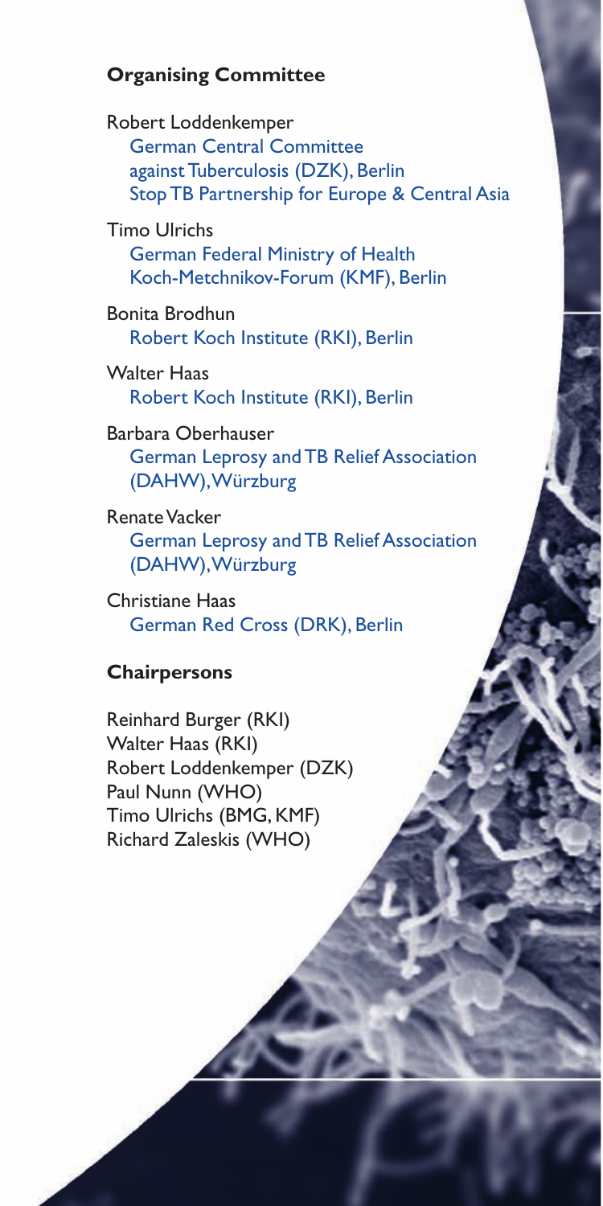## Organising Committee

Robert Loddenkemper
German Central Committee against Tuberculosis (DZK), Berlin
Stop TB Partnership for Europe & Central Asia

Timo Ulrichs
German Federal Ministry of Health
Koch-Metchnikov-Forum (KMF), Berlin

Bonita Brodhun
Robert Koch Institute (RKI), Berlin

Walter Haas
Robert Koch Institute (RKI), Berlin

Barbara Oberhauser
German Leprosy and TB Relief Association (DAHW), Würzburg

Renate Vacker
German Leprosy and TB Relief Association (DAHW), Würzburg

Christiane Haas
German Red Cross (DRK), Berlin

## Chairpersons

Reinhard Burger (RKI)
Walter Haas (RKI)
Robert Loddenkemper (DZK)
Paul Nunn (WHO)
Timo Ulrichs (BMG, KMF)
Richard Zaleskis (WHO)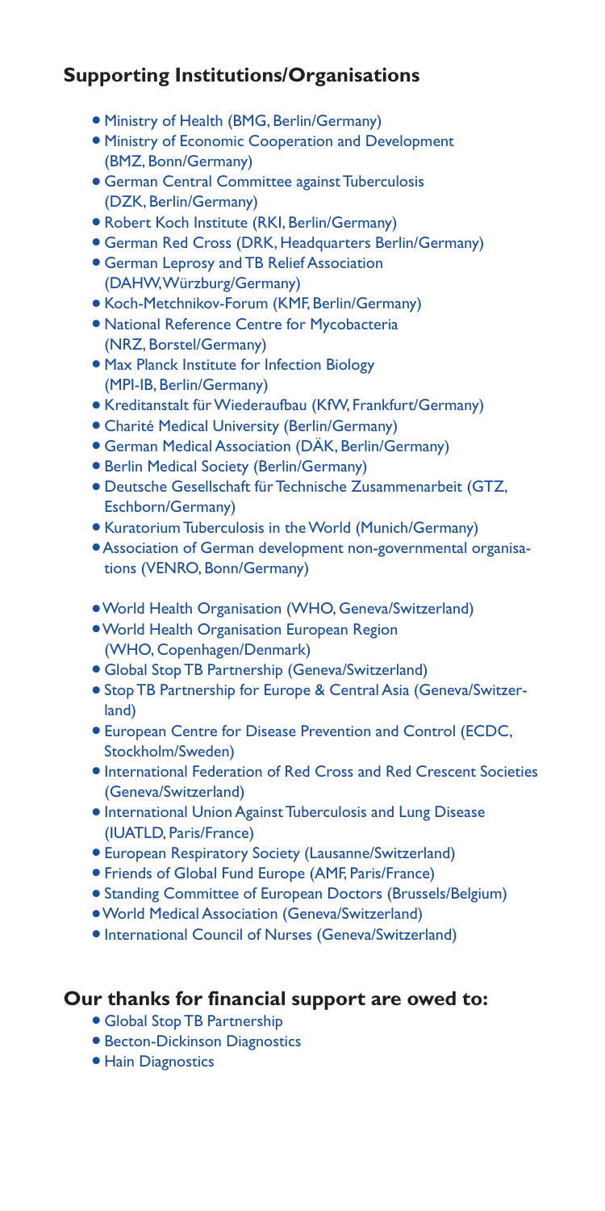## Supporting Institutions/Organisations

- Ministry of Health (BMG, Berlin/Germany)
- Ministry of Economic Cooperation and Development (BMZ, Bonn/Germany)
- German Central Committee against Tuberculosis (DZK, Berlin/Germany)
- Robert Koch Institute (RKI, Berlin/Germany)
- German Red Cross (DRK, Headquarters Berlin/Germany)
- German Leprosy and TB Relief Association (DAHW, Würzburg/Germany)
- Koch-Metchnikov-Forum (KMF, Berlin/Germany)
- National Reference Centre for Mycobacteria (NRZ, Borstel/Germany)
- Max Planck Institute for Infection Biology (MPI-IB, Berlin/Germany)
- Kreditanstalt für Wiederaufbau (KfW, Frankfurt/Germany)
- Charité Medical University (Berlin/Germany)
- German Medical Association (DÄK, Berlin/Germany)
- Berlin Medical Society (Berlin/Germany)
- Deutsche Gesellschaft für Technische Zusammenarbeit (GTZ, Eschborn/Germany)
- Kuratorium Tuberculosis in the World (Munich/Germany)
- Association of German development non-governmental organisations (VENRO, Bonn/Germany)

- World Health Organisation (WHO, Geneva/Switzerland)
- World Health Organisation European Region (WHO, Copenhagen/Denmark)
- Global Stop TB Partnership (Geneva/Switzerland)
- Stop TB Partnership for Europe & Central Asia (Geneva/Switzerland)
- European Centre for Disease Prevention and Control (ECDC, Stockholm/Sweden)
- International Federation of Red Cross and Red Crescent Societies (Geneva/Switzerland)
- International Union Against Tuberculosis and Lung Disease (IUATLD, Paris/France)
- European Respiratory Society (Lausanne/Switzerland)
- Friends of Global Fund Europe (AMF, Paris/France)
- Standing Committee of European Doctors (Brussels/Belgium)
- World Medical Association (Geneva/Switzerland)
- International Council of Nurses (Geneva/Switzerland)

## Our thanks for financial support are owed to:

- Global Stop TB Partnership
- Becton-Dickinson Diagnostics
- Hain Diagnostics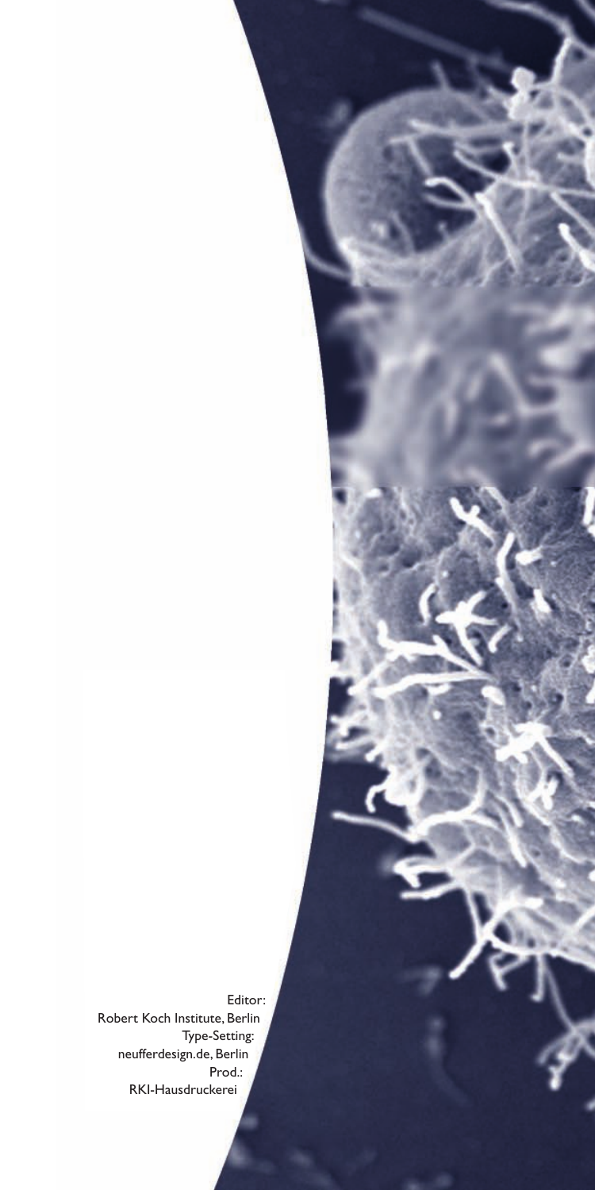Editor:
Robert Koch Institute, Berlin
Type-Setting:
neufferdesign.de, Berlin
Prod.:
RKI-Hausdruckerei